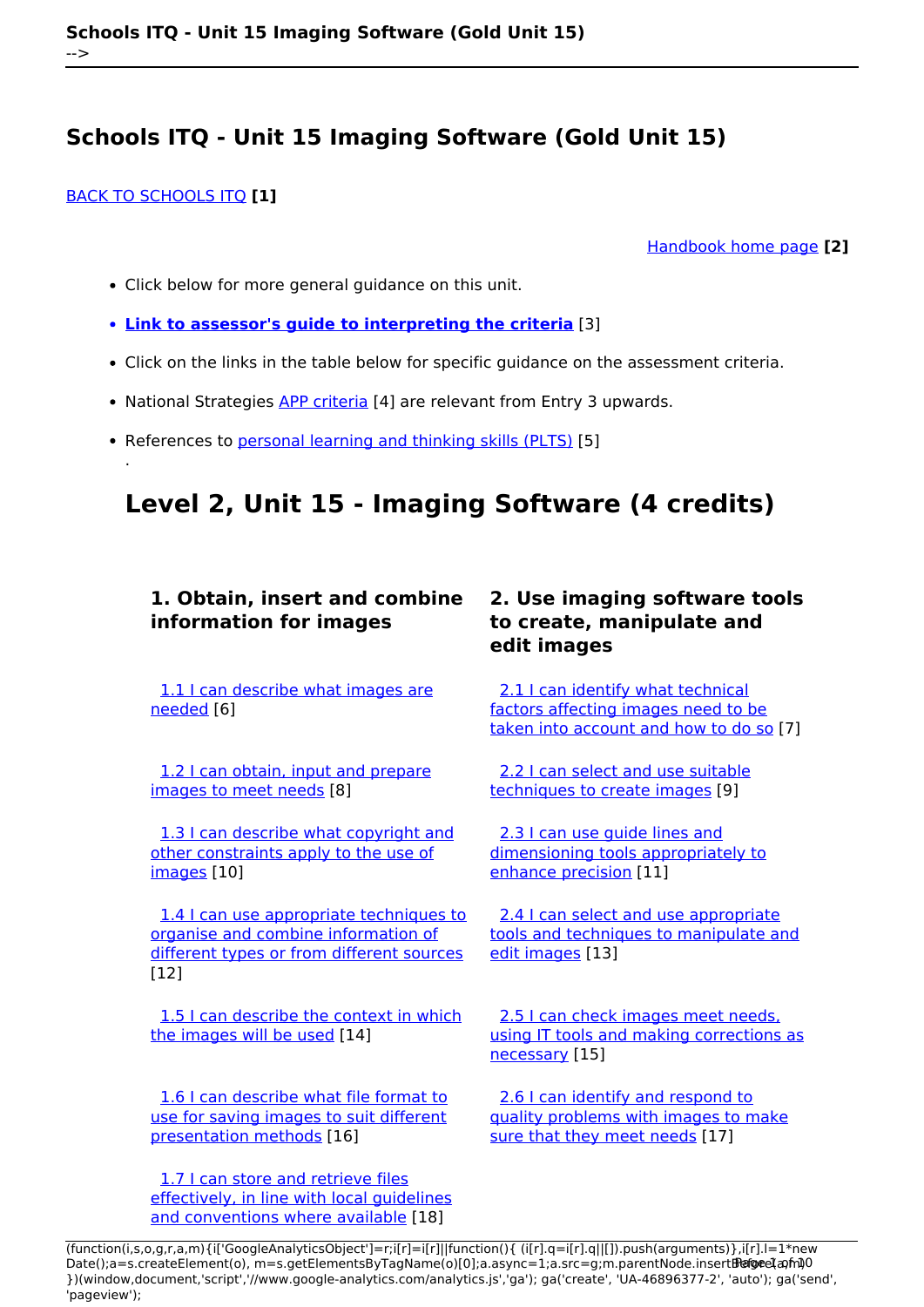# Schools ITQ - Unit 15 Imaging Software (Gold Unit 15)

BACK TO SCHOOLS ITQ **[1]**

Handbook home page **[2]**

- Click below for more general guidance on this unit.
- **Link to assessor's guide to interpreting the criteria** [3]
- Click on the links in the table below for specific guidance on the assessment criteria.
- National Strategies APP criteria [4] are relevant from Entry 3 upwards.
- References to personal learning and thinking skills (PLTS) [5]

.

## Level 2, Unit 15 - Imaging Software (4 credits)

| 1. Obtain, insert and combine information for images | 2. Use imaging software tools to create, manipulate and edit images |
|---|---|
| 1.1 I can describe what images are needed [6] | 2.1 I can identify what technical factors affecting images need to be taken into account and how to do so [7] |
| 1.2 I can obtain, input and prepare images to meet needs [8] | 2.2 I can select and use suitable techniques to create images [9] |
| 1.3 I can describe what copyright and other constraints apply to the use of images [10] | 2.3 I can use guide lines and dimensioning tools appropriately to enhance precision [11] |
| 1.4 I can use appropriate techniques to organise and combine information of different types or from different sources [12] | 2.4 I can select and use appropriate tools and techniques to manipulate and edit images [13] |
| 1.5 I can describe the context in which the images will be used [14] | 2.5 I can check images meet needs, using IT tools and making corrections as necessary [15] |
| 1.6 I can describe what file format to use for saving images to suit different presentation methods [16] | 2.6 I can identify and respond to quality problems with images to make sure that they meet needs [17] |
| 1.7 I can store and retrieve files effectively, in line with local guidelines and conventions where available [18] | |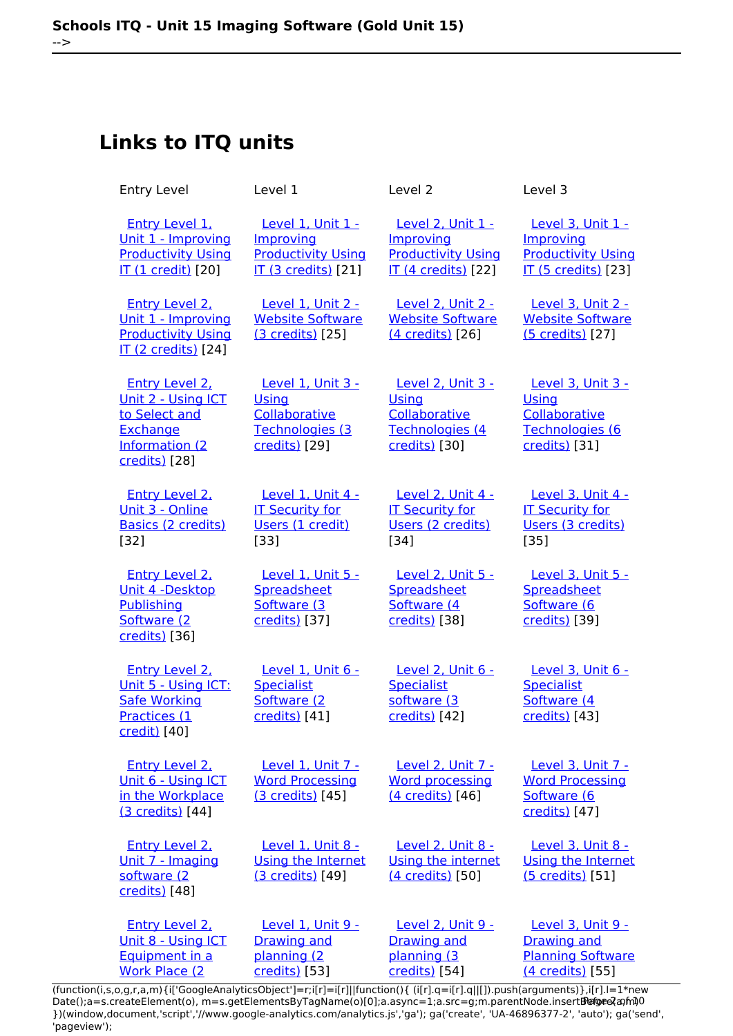## Links to ITQ units

| Entry Level | Level 1 | Level 2 | Level 3 |
|---|---|---|---|
| Entry Level 1, Unit 1 - Improving Productivity Using IT (1 credit) [20] | Level 1, Unit 1 - Improving Productivity Using IT (3 credits) [21] | Level 2, Unit 1 - Improving Productivity Using IT (4 credits) [22] | Level 3, Unit 1 - Improving Productivity Using IT (5 credits) [23] |
| Entry Level 2, Unit 1 - Improving Productivity Using IT (2 credits) [24] | Level 1, Unit 2 - Website Software (3 credits) [25] | Level 2, Unit 2 - Website Software (4 credits) [26] | Level 3, Unit 2 - Website Software (5 credits) [27] |
| Entry Level 2, Unit 2 - Using ICT to Select and Exchange Information (2 credits) [28] | Level 1, Unit 3 - Using Collaborative Technologies (3 credits) [29] | Level 2, Unit 3 - Using Collaborative Technologies (4 credits) [30] | Level 3, Unit 3 - Using Collaborative Technologies (6 credits) [31] |
| Entry Level 2, Unit 3 - Online Basics (2 credits) [32] | Level 1, Unit 4 - IT Security for Users (1 credit) [33] | Level 2, Unit 4 - IT Security for Users (2 credits) [34] | Level 3, Unit 4 - IT Security for Users (3 credits) [35] |
| Entry Level 2, Unit 4 -Desktop Publishing Software (2 credits) [36] | Level 1, Unit 5 - Spreadsheet Software (3 credits) [37] | Level 2, Unit 5 - Spreadsheet Software (4 credits) [38] | Level 3, Unit 5 - Spreadsheet Software (6 credits) [39] |
| Entry Level 2, Unit 5 - Using ICT: Safe Working Practices (1 credit) [40] | Level 1, Unit 6 - Specialist Software (2 credits) [41] | Level 2, Unit 6 - Specialist software (3 credits) [42] | Level 3, Unit 6 - Specialist Software (4 credits) [43] |
| Entry Level 2, Unit 6 - Using ICT in the Workplace (3 credits) [44] | Level 1, Unit 7 - Word Processing (3 credits) [45] | Level 2, Unit 7 - Word processing (4 credits) [46] | Level 3, Unit 7 - Word Processing Software (6 credits) [47] |
| Entry Level 2, Unit 7 - Imaging software (2 credits) [48] | Level 1, Unit 8 - Using the Internet (3 credits) [49] | Level 2, Unit 8 - Using the internet (4 credits) [50] | Level 3, Unit 8 - Using the Internet (5 credits) [51] |
| Entry Level 2, Unit 8 - Using ICT Equipment in a Work Place (2 | Level 1, Unit 9 - Drawing and planning (2 credits) [53] | Level 2, Unit 9 - Drawing and planning (3 credits) [54] | Level 3, Unit 9 - Drawing and Planning Software (4 credits) [55] |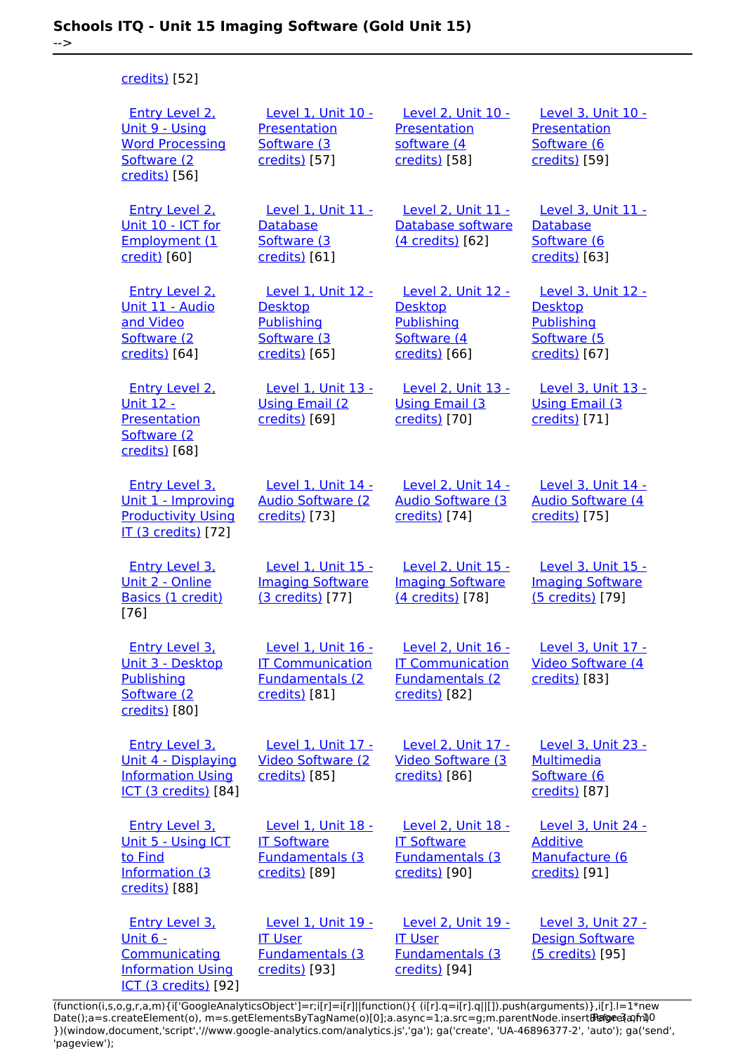credits) [52]

| | | | |
|---|---|---|---|
| Entry Level 2, Unit 9 - Using Word Processing Software (2 credits) [56] | Level 1, Unit 10 - Presentation Software (3 credits) [57] | Level 2, Unit 10 - Presentation software (4 credits) [58] | Level 3, Unit 10 - Presentation Software (6 credits) [59] |
| Entry Level 2, Unit 10 - ICT for Employment (1 credit) [60] | Level 1, Unit 11 - Database Software (3 credits) [61] | Level 2, Unit 11 - Database software (4 credits) [62] | Level 3, Unit 11 - Database Software (6 credits) [63] |
| Entry Level 2, Unit 11 - Audio and Video Software (2 credits) [64] | Level 1, Unit 12 - Desktop Publishing Software (3 credits) [65] | Level 2, Unit 12 - Desktop Publishing Software (4 credits) [66] | Level 3, Unit 12 - Desktop Publishing Software (5 credits) [67] |
| Entry Level 2, Unit 12 - Presentation Software (2 credits) [68] | Level 1, Unit 13 - Using Email (2 credits) [69] | Level 2, Unit 13 - Using Email (3 credits) [70] | Level 3, Unit 13 - Using Email (3 credits) [71] |
| Entry Level 3, Unit 1 - Improving Productivity Using IT (3 credits) [72] | Level 1, Unit 14 - Audio Software (2 credits) [73] | Level 2, Unit 14 - Audio Software (3 credits) [74] | Level 3, Unit 14 - Audio Software (4 credits) [75] |
| Entry Level 3, Unit 2 - Online Basics (1 credit) [76] | Level 1, Unit 15 - Imaging Software (3 credits) [77] | Level 2, Unit 15 - Imaging Software (4 credits) [78] | Level 3, Unit 15 - Imaging Software (5 credits) [79] |
| Entry Level 3, Unit 3 - Desktop Publishing Software (2 credits) [80] | Level 1, Unit 16 - IT Communication Fundamentals (2 credits) [81] | Level 2, Unit 16 - IT Communication Fundamentals (2 credits) [82] | Level 3, Unit 17 - Video Software (4 credits) [83] |
| Entry Level 3, Unit 4 - Displaying Information Using ICT (3 credits) [84] | Level 1, Unit 17 - Video Software (2 credits) [85] | Level 2, Unit 17 - Video Software (3 credits) [86] | Level 3, Unit 23 - Multimedia Software (6 credits) [87] |
| Entry Level 3, Unit 5 - Using ICT to Find Information (3 credits) [88] | Level 1, Unit 18 - IT Software Fundamentals (3 credits) [89] | Level 2, Unit 18 - IT Software Fundamentals (3 credits) [90] | Level 3, Unit 24 - Additive Manufacture (6 credits) [91] |
| Entry Level 3, Unit 6 - Communicating Information Using ICT (3 credits) [92] | Level 1, Unit 19 - IT User Fundamentals (3 credits) [93] | Level 2, Unit 19 - IT User Fundamentals (3 credits) [94] | Level 3, Unit 27 - Design Software (5 credits) [95] |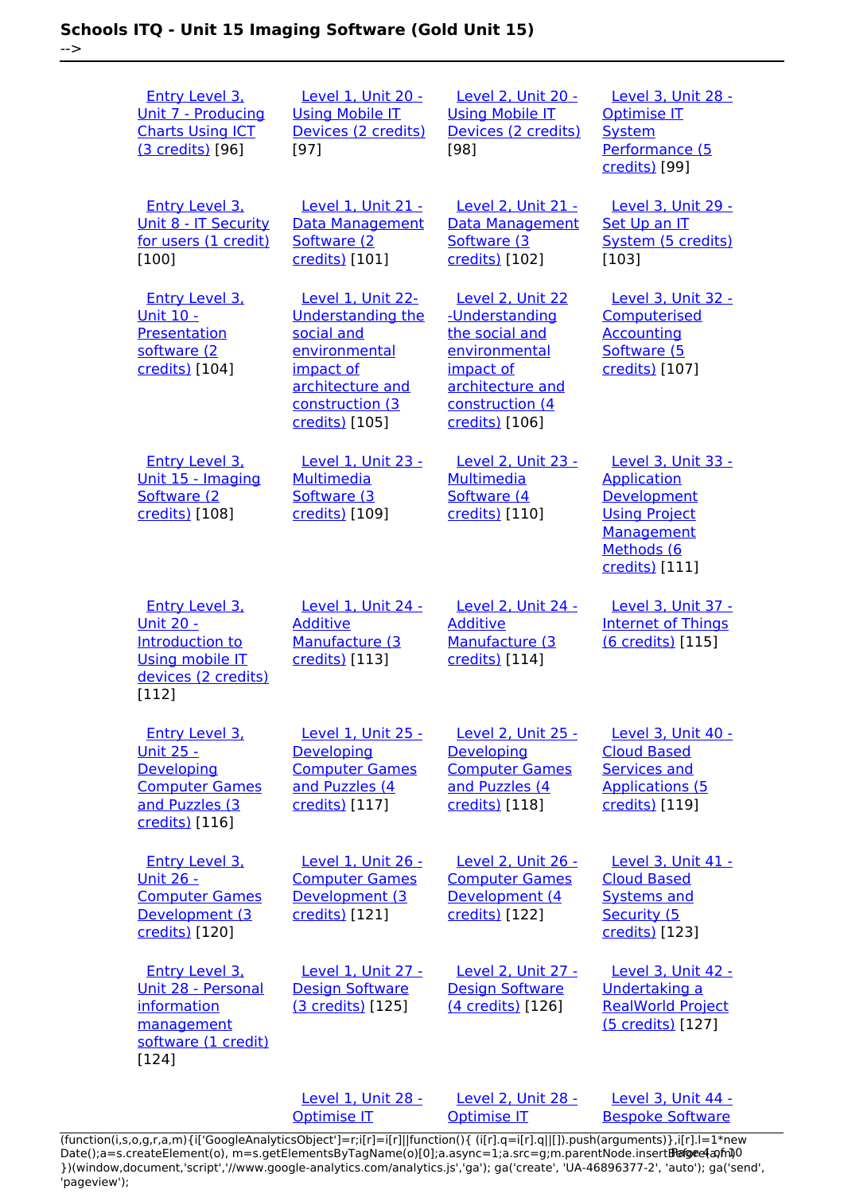| | | | |
|---|---|---|---|
| Entry Level 3, Unit 7 - Producing Charts Using ICT (3 credits) [96] | Level 1, Unit 20 - Using Mobile IT Devices (2 credits) [97] | Level 2, Unit 20 - Using Mobile IT Devices (2 credits) [98] | Level 3, Unit 28 - Optimise IT System Performance (5 credits) [99] |
| Entry Level 3, Unit 8 - IT Security for users (1 credit) [100] | Level 1, Unit 21 - Data Management Software (2 credits) [101] | Level 2, Unit 21 - Data Management Software (3 credits) [102] | Level 3, Unit 29 - Set Up an IT System (5 credits) [103] |
| Entry Level 3, Unit 10 - Presentation software (2 credits) [104] | Level 1, Unit 22- Understanding the social and environmental impact of architecture and construction (3 credits) [105] | Level 2, Unit 22 -Understanding the social and environmental impact of architecture and construction (4 credits) [106] | Level 3, Unit 32 - Computerised Accounting Software (5 credits) [107] |
| Entry Level 3, Unit 15 - Imaging Software (2 credits) [108] | Level 1, Unit 23 - Multimedia Software (3 credits) [109] | Level 2, Unit 23 - Multimedia Software (4 credits) [110] | Level 3, Unit 33 - Application Development Using Project Management Methods (6 credits) [111] |
| Entry Level 3, Unit 20 - Introduction to Using mobile IT devices (2 credits) [112] | Level 1, Unit 24 - Additive Manufacture (3 credits) [113] | Level 2, Unit 24 - Additive Manufacture (3 credits) [114] | Level 3, Unit 37 - Internet of Things (6 credits) [115] |
| Entry Level 3, Unit 25 - Developing Computer Games and Puzzles (3 credits) [116] | Level 1, Unit 25 - Developing Computer Games and Puzzles (4 credits) [117] | Level 2, Unit 25 - Developing Computer Games and Puzzles (4 credits) [118] | Level 3, Unit 40 - Cloud Based Services and Applications (5 credits) [119] |
| Entry Level 3, Unit 26 - Computer Games Development (3 credits) [120] | Level 1, Unit 26 - Computer Games Development (3 credits) [121] | Level 2, Unit 26 - Computer Games Development (4 credits) [122] | Level 3, Unit 41 - Cloud Based Systems and Security (5 credits) [123] |
| Entry Level 3, Unit 28 - Personal information management software (1 credit) [124] | Level 1, Unit 27 - Design Software (3 credits) [125] | Level 2, Unit 27 - Design Software (4 credits) [126] | Level 3, Unit 42 - Undertaking a RealWorld Project (5 credits) [127] |
| | Level 1, Unit 28 - Optimise IT | Level 2, Unit 28 - Optimise IT | Level 3, Unit 44 - Bespoke Software |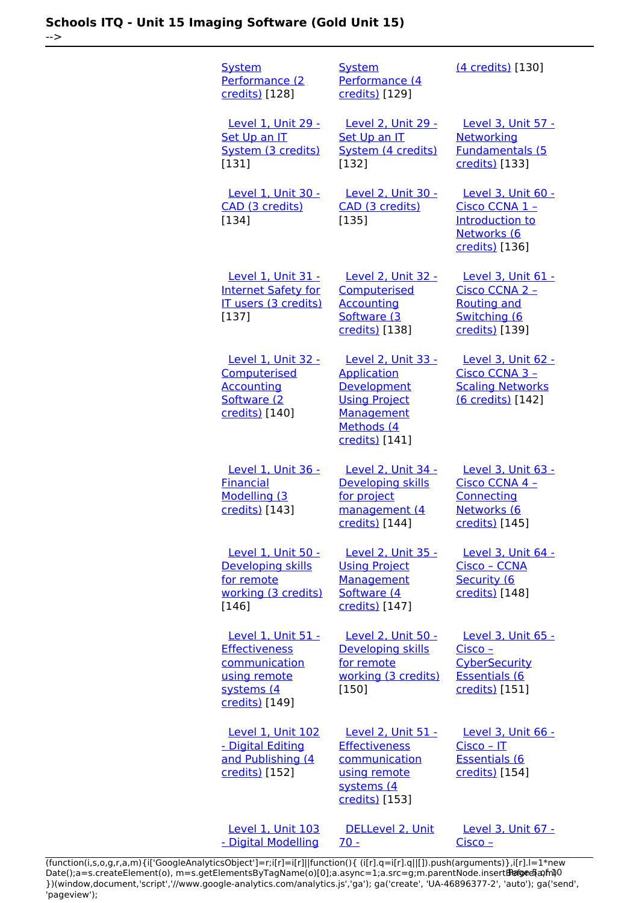| | | |
|---|---|---|
| System Performance (2 credits) [128] | System Performance (4 credits) [129] | (4 credits) [130] |
| Level 1, Unit 29 - Set Up an IT System (3 credits) [131] | Level 2, Unit 29 - Set Up an IT System (4 credits) [132] | Level 3, Unit 57 - Networking Fundamentals (5 credits) [133] |
| Level 1, Unit 30 - CAD (3 credits) [134] | Level 2, Unit 30 - CAD (3 credits) [135] | Level 3, Unit 60 - Cisco CCNA 1 – Introduction to Networks (6 credits) [136] |
| Level 1, Unit 31 - Internet Safety for IT users (3 credits) [137] | Level 2, Unit 32 - Computerised Accounting Software (3 credits) [138] | Level 3, Unit 61 - Cisco CCNA 2 – Routing and Switching (6 credits) [139] |
| Level 1, Unit 32 - Computerised Accounting Software (2 credits) [140] | Level 2, Unit 33 - Application Development Using Project Management Methods (4 credits) [141] | Level 3, Unit 62 - Cisco CCNA 3 – Scaling Networks (6 credits) [142] |
| Level 1, Unit 36 - Financial Modelling (3 credits) [143] | Level 2, Unit 34 - Developing skills for project management (4 credits) [144] | Level 3, Unit 63 - Cisco CCNA 4 – Connecting Networks (6 credits) [145] |
| Level 1, Unit 50 - Developing skills for remote working (3 credits) [146] | Level 2, Unit 35 - Using Project Management Software (4 credits) [147] | Level 3, Unit 64 - Cisco – CCNA Security (6 credits) [148] |
| Level 1, Unit 51 - Effectiveness communication using remote systems (4 credits) [149] | Level 2, Unit 50 - Developing skills for remote working (3 credits) [150] | Level 3, Unit 65 - Cisco – CyberSecurity Essentials (6 credits) [151] |
| Level 1, Unit 102 - Digital Editing and Publishing (4 credits) [152] | Level 2, Unit 51 - Effectiveness communication using remote systems (4 credits) [153] | Level 3, Unit 66 - Cisco – IT Essentials (6 credits) [154] |
| Level 1, Unit 103 - Digital Modelling | DELLevel 2, Unit 70 - | Level 3, Unit 67 - Cisco – |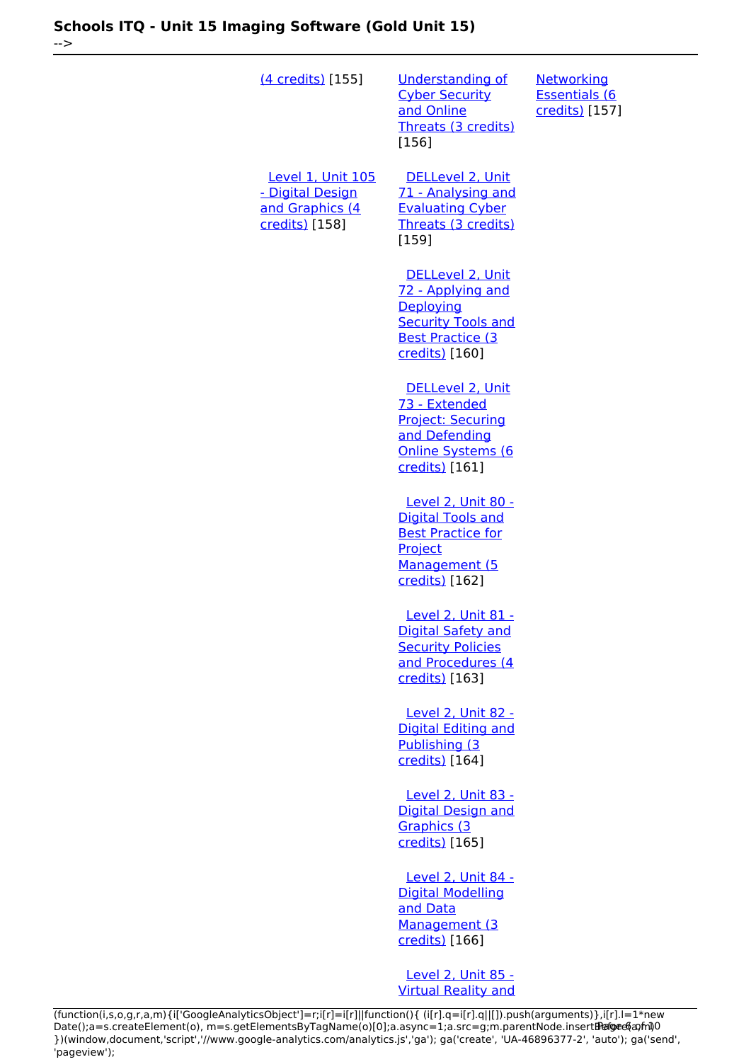| | | | |
|---|---|---|---|
| | (4 credits) [155] | Understanding of Cyber Security and Online Threats (3 credits) [156] | Networking Essentials (6 credits) [157] |
| | Level 1, Unit 105 - Digital Design and Graphics (4 credits) [158] | DELLevel 2, Unit 71 - Analysing and Evaluating Cyber Threats (3 credits) [159] | |
| | | DELLevel 2, Unit 72 - Applying and Deploying Security Tools and Best Practice (3 credits) [160] | |
| | | DELLevel 2, Unit 73 - Extended Project: Securing and Defending Online Systems (6 credits) [161] | |
| | | Level 2, Unit 80 - Digital Tools and Best Practice for Project Management (5 credits) [162] | |
| | | Level 2, Unit 81 - Digital Safety and Security Policies and Procedures (4 credits) [163] | |
| | | Level 2, Unit 82 - Digital Editing and Publishing (3 credits) [164] | |
| | | Level 2, Unit 83 - Digital Design and Graphics (3 credits) [165] | |
| | | Level 2, Unit 84 - Digital Modelling and Data Management (3 credits) [166] | |
| | | Level 2, Unit 85 - Virtual Reality and | |

(function(i,s,o,g,r,a,m){i['GoogleAnalyticsObject']=r;i[r]=i[r]||function(){ (i[r].q=i[r].q||[]).push(arguments)},i[r].l=1*new Date();a=s.createElement(o), m=s.getElementsByTagName(o)[0];a.async=1;a.src=g;m.parentNode.insertBefore(a,m) })(window,document,'script','//www.google-analytics.com/analytics.js','ga'); ga('create', 'UA-46896377-2', 'auto'); ga('send', 'pageview');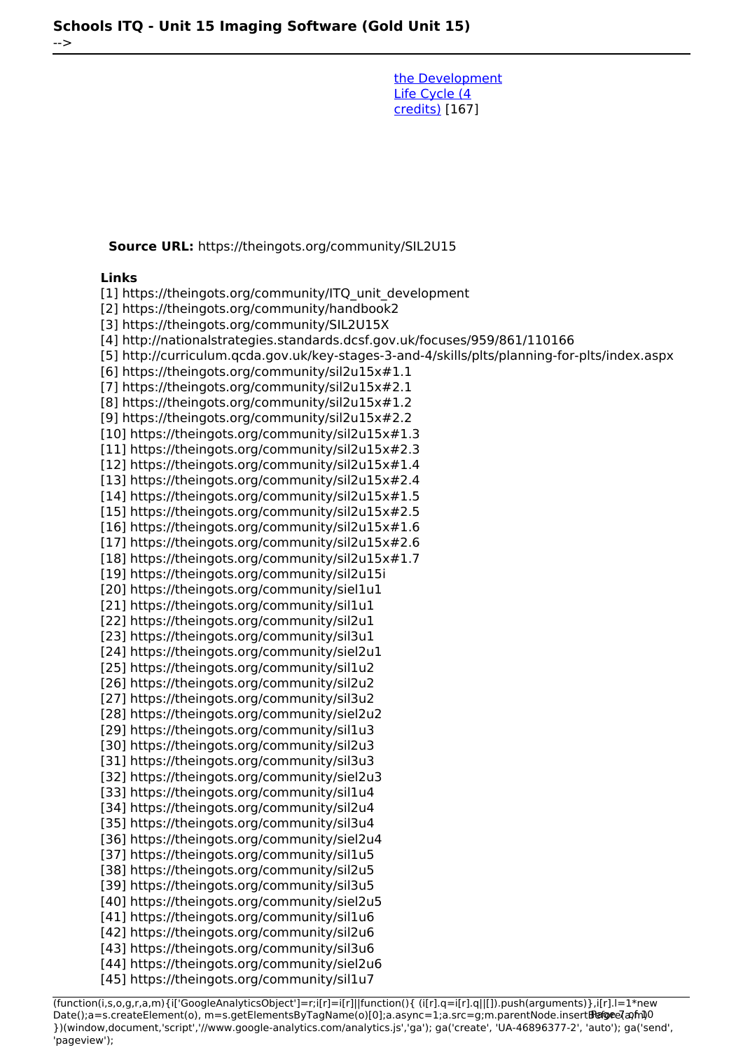the Development Life Cycle (4 credits) [167]

**Source URL:** https://theingots.org/community/SIL2U15

**Links**

[1] https://theingots.org/community/ITQ_unit_development
[2] https://theingots.org/community/handbook2
[3] https://theingots.org/community/SIL2U15X
[4] http://nationalstrategies.standards.dcsf.gov.uk/focuses/959/861/110166
[5] http://curriculum.qcda.gov.uk/key-stages-3-and-4/skills/plts/planning-for-plts/index.aspx
[6] https://theingots.org/community/sil2u15x#1.1
[7] https://theingots.org/community/sil2u15x#2.1
[8] https://theingots.org/community/sil2u15x#1.2
[9] https://theingots.org/community/sil2u15x#2.2
[10] https://theingots.org/community/sil2u15x#1.3
[11] https://theingots.org/community/sil2u15x#2.3
[12] https://theingots.org/community/sil2u15x#1.4
[13] https://theingots.org/community/sil2u15x#2.4
[14] https://theingots.org/community/sil2u15x#1.5
[15] https://theingots.org/community/sil2u15x#2.5
[16] https://theingots.org/community/sil2u15x#1.6
[17] https://theingots.org/community/sil2u15x#2.6
[18] https://theingots.org/community/sil2u15x#1.7
[19] https://theingots.org/community/sil2u15i
[20] https://theingots.org/community/siel1u1
[21] https://theingots.org/community/sil1u1
[22] https://theingots.org/community/sil2u1
[23] https://theingots.org/community/sil3u1
[24] https://theingots.org/community/siel2u1
[25] https://theingots.org/community/sil1u2
[26] https://theingots.org/community/sil2u2
[27] https://theingots.org/community/sil3u2
[28] https://theingots.org/community/siel2u2
[29] https://theingots.org/community/sil1u3
[30] https://theingots.org/community/sil2u3
[31] https://theingots.org/community/sil3u3
[32] https://theingots.org/community/siel2u3
[33] https://theingots.org/community/sil1u4
[34] https://theingots.org/community/sil2u4
[35] https://theingots.org/community/sil3u4
[36] https://theingots.org/community/siel2u4
[37] https://theingots.org/community/sil1u5
[38] https://theingots.org/community/sil2u5
[39] https://theingots.org/community/sil3u5
[40] https://theingots.org/community/siel2u5
[41] https://theingots.org/community/sil1u6
[42] https://theingots.org/community/sil2u6
[43] https://theingots.org/community/sil3u6
[44] https://theingots.org/community/siel2u6
[45] https://theingots.org/community/sil1u7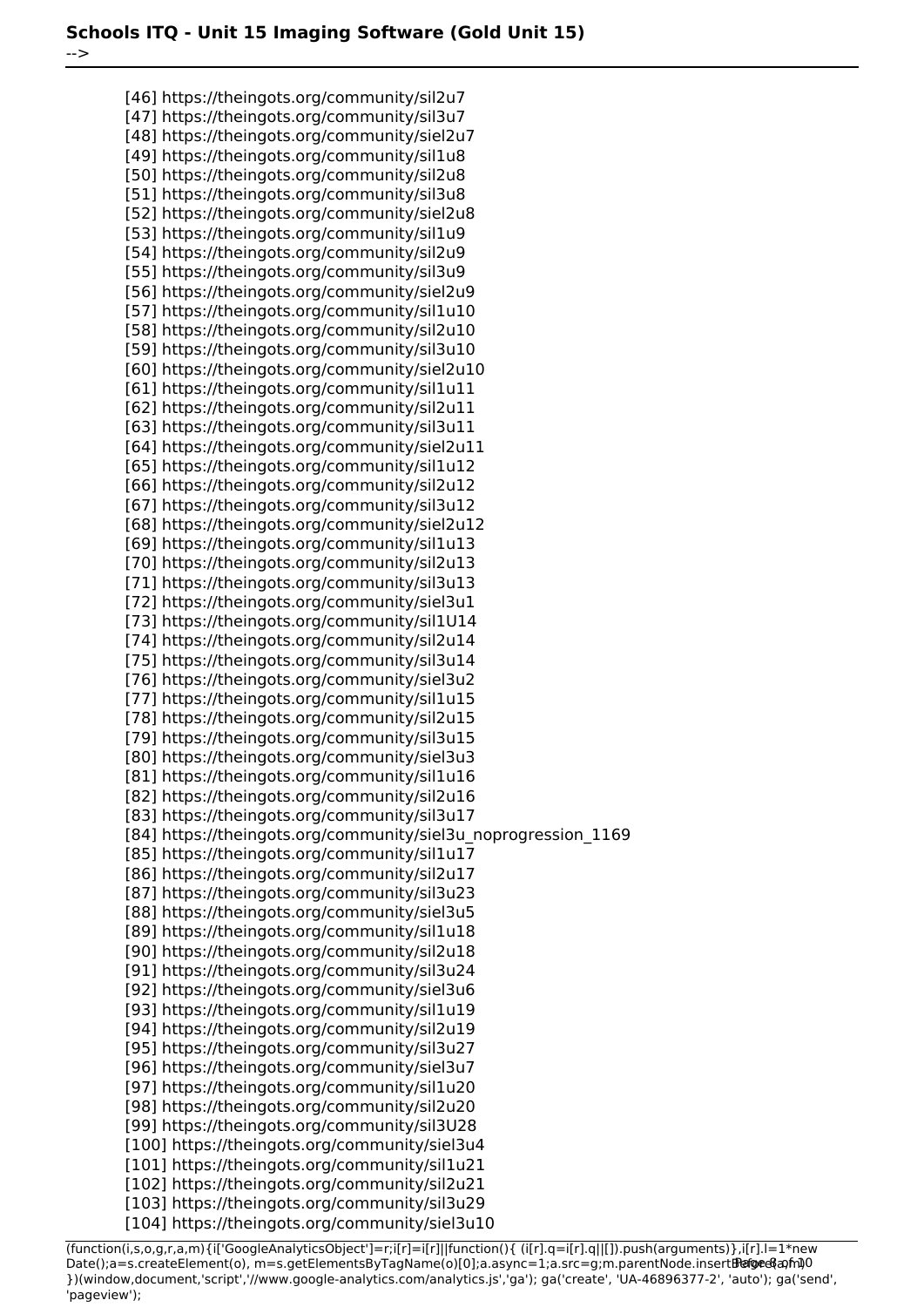-->

[46] https://theingots.org/community/sil2u7
[47] https://theingots.org/community/sil3u7
[48] https://theingots.org/community/siel2u7
[49] https://theingots.org/community/sil1u8
[50] https://theingots.org/community/sil2u8
[51] https://theingots.org/community/sil3u8
[52] https://theingots.org/community/siel2u8
[53] https://theingots.org/community/sil1u9
[54] https://theingots.org/community/sil2u9
[55] https://theingots.org/community/sil3u9
[56] https://theingots.org/community/siel2u9
[57] https://theingots.org/community/sil1u10
[58] https://theingots.org/community/sil2u10
[59] https://theingots.org/community/sil3u10
[60] https://theingots.org/community/siel2u10
[61] https://theingots.org/community/sil1u11
[62] https://theingots.org/community/sil2u11
[63] https://theingots.org/community/sil3u11
[64] https://theingots.org/community/siel2u11
[65] https://theingots.org/community/sil1u12
[66] https://theingots.org/community/sil2u12
[67] https://theingots.org/community/sil3u12
[68] https://theingots.org/community/siel2u12
[69] https://theingots.org/community/sil1u13
[70] https://theingots.org/community/sil2u13
[71] https://theingots.org/community/sil3u13
[72] https://theingots.org/community/siel3u1
[73] https://theingots.org/community/sil1U14
[74] https://theingots.org/community/sil2u14
[75] https://theingots.org/community/sil3u14
[76] https://theingots.org/community/siel3u2
[77] https://theingots.org/community/sil1u15
[78] https://theingots.org/community/sil2u15
[79] https://theingots.org/community/sil3u15
[80] https://theingots.org/community/siel3u3
[81] https://theingots.org/community/sil1u16
[82] https://theingots.org/community/sil2u16
[83] https://theingots.org/community/sil3u17
[84] https://theingots.org/community/siel3u_noprogression_1169
[85] https://theingots.org/community/sil1u17
[86] https://theingots.org/community/sil2u17
[87] https://theingots.org/community/sil3u23
[88] https://theingots.org/community/siel3u5
[89] https://theingots.org/community/sil1u18
[90] https://theingots.org/community/sil2u18
[91] https://theingots.org/community/sil3u24
[92] https://theingots.org/community/siel3u6
[93] https://theingots.org/community/sil1u19
[94] https://theingots.org/community/sil2u19
[95] https://theingots.org/community/sil3u27
[96] https://theingots.org/community/siel3u7
[97] https://theingots.org/community/sil1u20
[98] https://theingots.org/community/sil2u20
[99] https://theingots.org/community/sil3U28
[100] https://theingots.org/community/siel3u4
[101] https://theingots.org/community/sil1u21
[102] https://theingots.org/community/sil2u21
[103] https://theingots.org/community/sil3u29
[104] https://theingots.org/community/siel3u10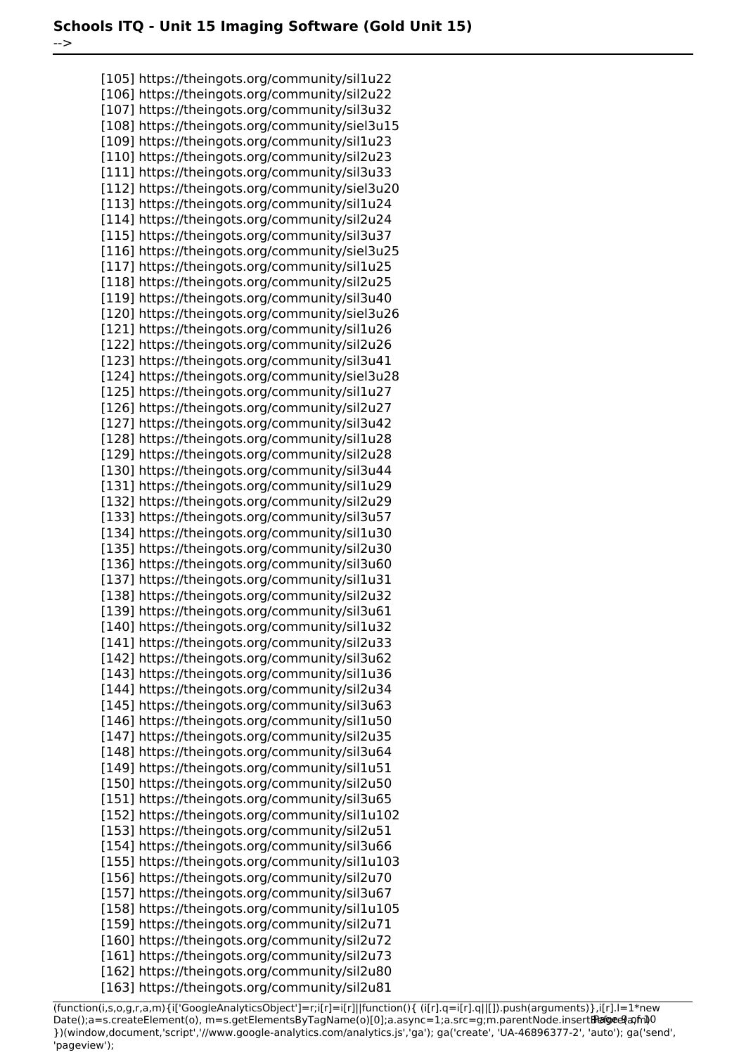[105] https://theingots.org/community/sil1u22
[106] https://theingots.org/community/sil2u22
[107] https://theingots.org/community/sil3u32
[108] https://theingots.org/community/siel3u15
[109] https://theingots.org/community/sil1u23
[110] https://theingots.org/community/sil2u23
[111] https://theingots.org/community/sil3u33
[112] https://theingots.org/community/siel3u20
[113] https://theingots.org/community/sil1u24
[114] https://theingots.org/community/sil2u24
[115] https://theingots.org/community/sil3u37
[116] https://theingots.org/community/siel3u25
[117] https://theingots.org/community/sil1u25
[118] https://theingots.org/community/sil2u25
[119] https://theingots.org/community/sil3u40
[120] https://theingots.org/community/siel3u26
[121] https://theingots.org/community/sil1u26
[122] https://theingots.org/community/sil2u26
[123] https://theingots.org/community/sil3u41
[124] https://theingots.org/community/siel3u28
[125] https://theingots.org/community/sil1u27
[126] https://theingots.org/community/sil2u27
[127] https://theingots.org/community/sil3u42
[128] https://theingots.org/community/sil1u28
[129] https://theingots.org/community/sil2u28
[130] https://theingots.org/community/sil3u44
[131] https://theingots.org/community/sil1u29
[132] https://theingots.org/community/sil2u29
[133] https://theingots.org/community/sil3u57
[134] https://theingots.org/community/sil1u30
[135] https://theingots.org/community/sil2u30
[136] https://theingots.org/community/sil3u60
[137] https://theingots.org/community/sil1u31
[138] https://theingots.org/community/sil2u32
[139] https://theingots.org/community/sil3u61
[140] https://theingots.org/community/sil1u32
[141] https://theingots.org/community/sil2u33
[142] https://theingots.org/community/sil3u62
[143] https://theingots.org/community/sil1u36
[144] https://theingots.org/community/sil2u34
[145] https://theingots.org/community/sil3u63
[146] https://theingots.org/community/sil1u50
[147] https://theingots.org/community/sil2u35
[148] https://theingots.org/community/sil3u64
[149] https://theingots.org/community/sil1u51
[150] https://theingots.org/community/sil2u50
[151] https://theingots.org/community/sil3u65
[152] https://theingots.org/community/sil1u102
[153] https://theingots.org/community/sil2u51
[154] https://theingots.org/community/sil3u66
[155] https://theingots.org/community/sil1u103
[156] https://theingots.org/community/sil2u70
[157] https://theingots.org/community/sil3u67
[158] https://theingots.org/community/sil1u105
[159] https://theingots.org/community/sil2u71
[160] https://theingots.org/community/sil2u72
[161] https://theingots.org/community/sil2u73
[162] https://theingots.org/community/sil2u80
[163] https://theingots.org/community/sil2u81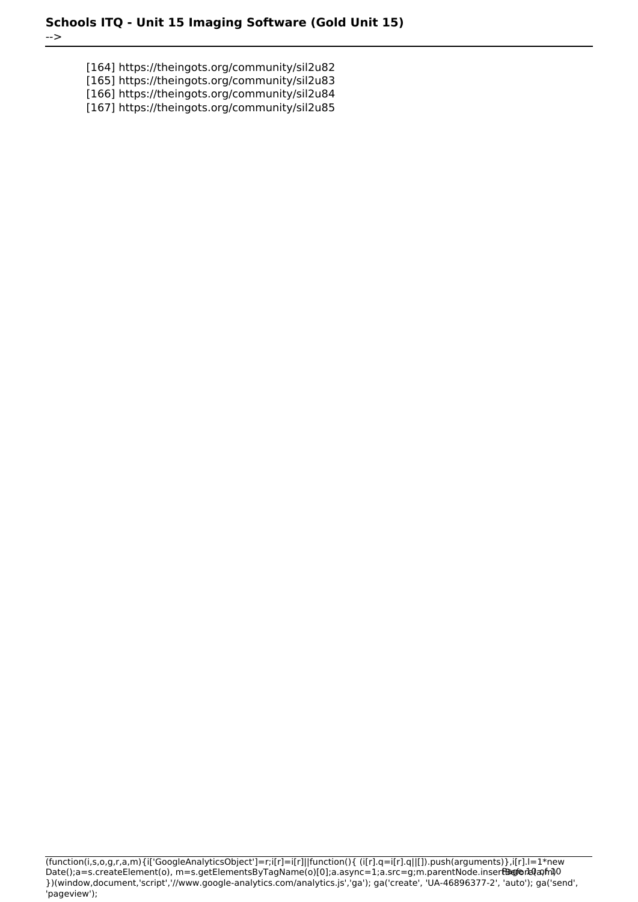[164] https://theingots.org/community/sil2u82
[165] https://theingots.org/community/sil2u83
[166] https://theingots.org/community/sil2u84
[167] https://theingots.org/community/sil2u85